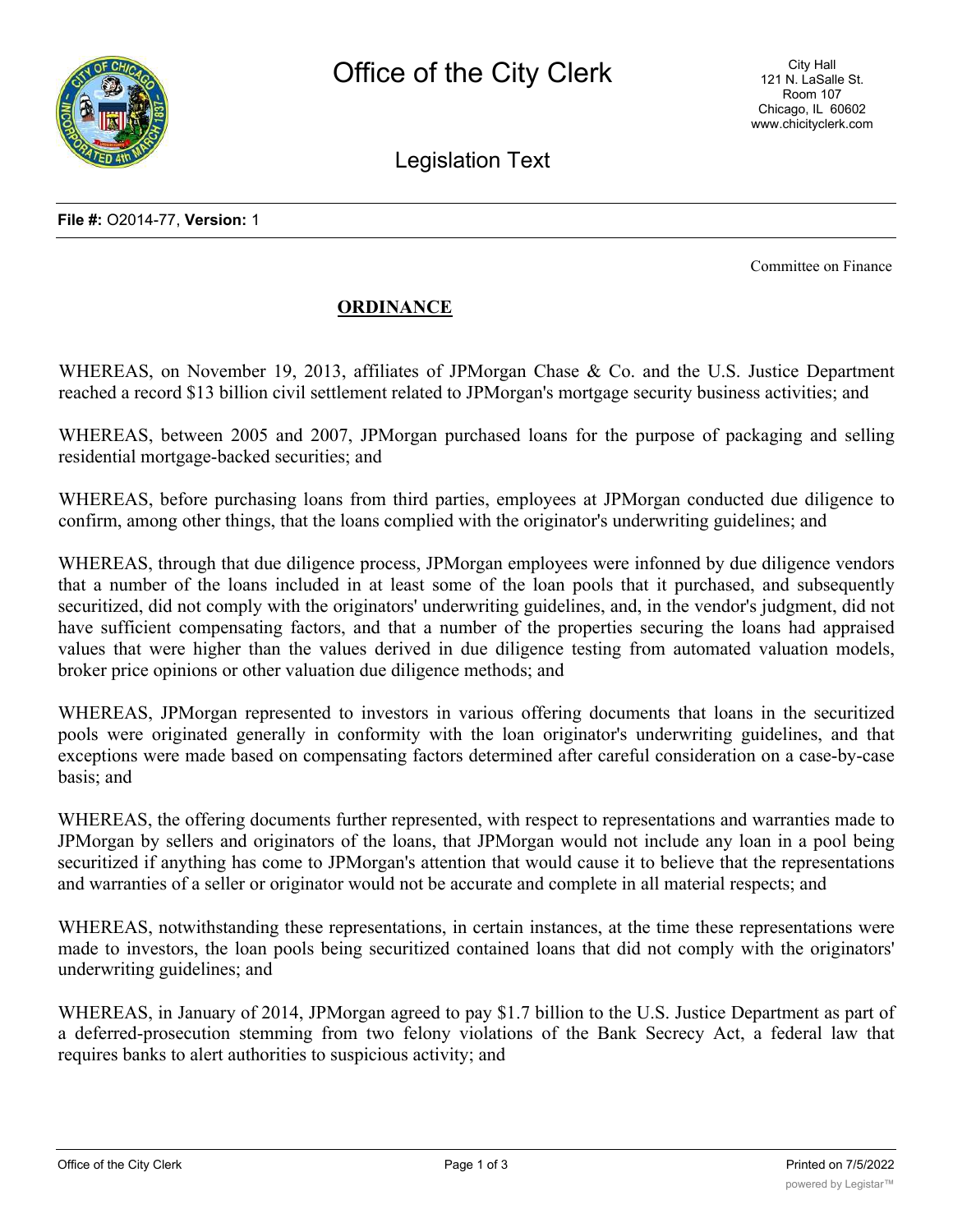**File #:** O2014-77, **Version:** 1

Committee on Finance

## ORDINANCE

WHEREAS, on November 19, 2013, affiliates of JPMorgan Chase & Co. and the U.S. Justice Department reached a record $13 billion civil settlement related to JPMorgan's mortgage security business activities; and

WHEREAS, between 2005 and 2007, JPMorgan purchased loans for the purpose of packaging and selling residential mortgage-backed securities; and

WHEREAS, before purchasing loans from third parties, employees at JPMorgan conducted due diligence to confirm, among other things, that the loans complied with the originator's underwriting guidelines; and

WHEREAS, through that due diligence process, JPMorgan employees were infonned by due diligence vendors that a number of the loans included in at least some of the loan pools that it purchased, and subsequently securitized, did not comply with the originators' underwriting guidelines, and, in the vendor's judgment, did not have sufficient compensating factors, and that a number of the properties securing the loans had appraised values that were higher than the values derived in due diligence testing from automated valuation models, broker price opinions or other valuation due diligence methods; and

WHEREAS, JPMorgan represented to investors in various offering documents that loans in the securitized pools were originated generally in conformity with the loan originator's underwriting guidelines, and that exceptions were made based on compensating factors determined after careful consideration on a case-by-case basis; and

WHEREAS, the offering documents further represented, with respect to representations and warranties made to JPMorgan by sellers and originators of the loans, that JPMorgan would not include any loan in a pool being securitized if anything has come to JPMorgan's attention that would cause it to believe that the representations and warranties of a seller or originator would not be accurate and complete in all material respects; and

WHEREAS, notwithstanding these representations, in certain instances, at the time these representations were made to investors, the loan pools being securitized contained loans that did not comply with the originators' underwriting guidelines; and

WHEREAS, in January of 2014, JPMorgan agreed to pay $1.7 billion to the U.S. Justice Department as part of a deferred-prosecution stemming from two felony violations of the Bank Secrecy Act, a federal law that requires banks to alert authorities to suspicious activity; and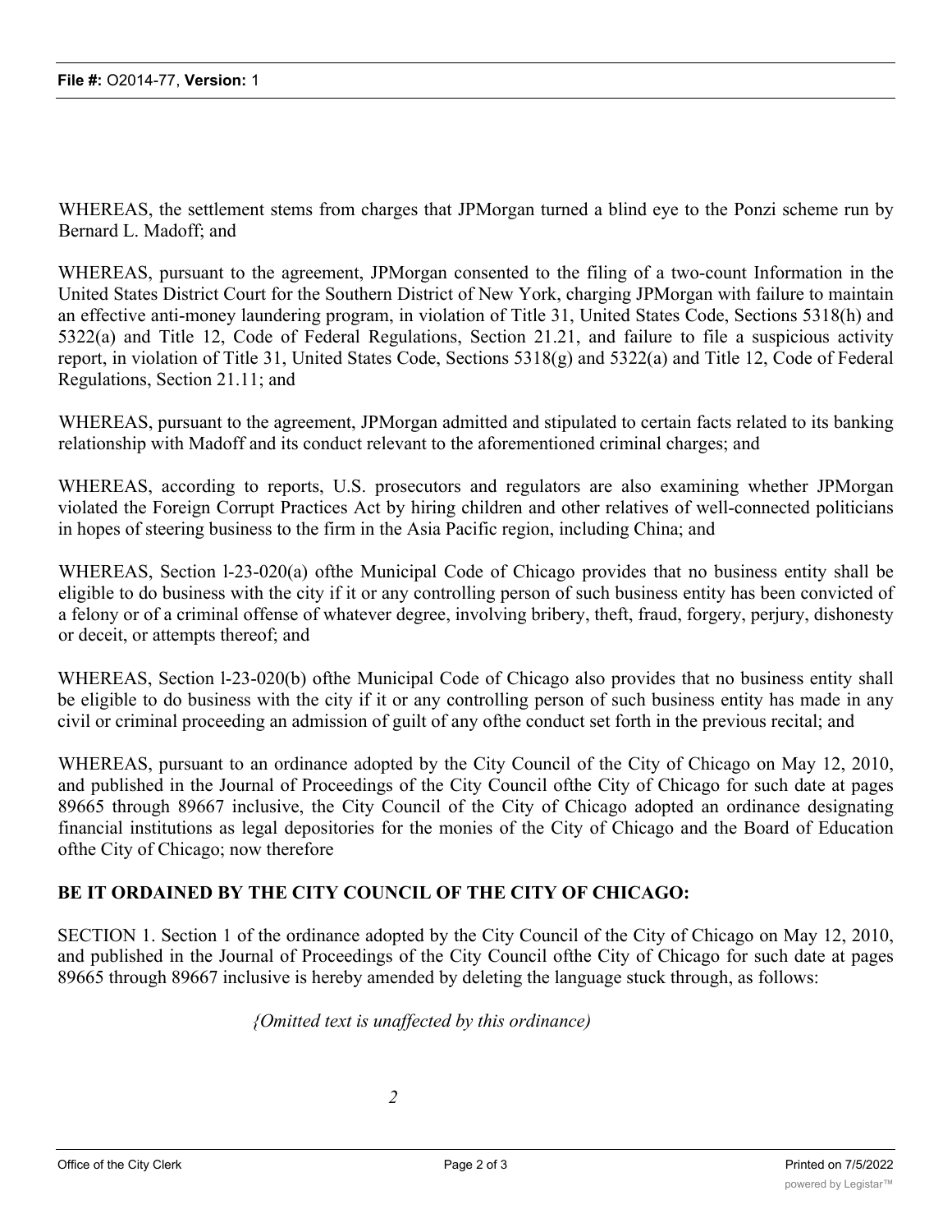WHEREAS, the settlement stems from charges that JPMorgan turned a blind eye to the Ponzi scheme run by Bernard L. Madoff; and

WHEREAS, pursuant to the agreement, JPMorgan consented to the filing of a two-count Information in the United States District Court for the Southern District of New York, charging JPMorgan with failure to maintain an effective anti-money laundering program, in violation of Title 31, United States Code, Sections 5318(h) and 5322(a) and Title 12, Code of Federal Regulations, Section 21.21, and failure to file a suspicious activity report, in violation of Title 31, United States Code, Sections 5318(g) and 5322(a) and Title 12, Code of Federal Regulations, Section 21.11; and

WHEREAS, pursuant to the agreement, JPMorgan admitted and stipulated to certain facts related to its banking relationship with Madoff and its conduct relevant to the aforementioned criminal charges; and

WHEREAS, according to reports, U.S. prosecutors and regulators are also examining whether JPMorgan violated the Foreign Corrupt Practices Act by hiring children and other relatives of well-connected politicians in hopes of steering business to the firm in the Asia Pacific region, including China; and

WHEREAS, Section l-23-020(a) ofthe Municipal Code of Chicago provides that no business entity shall be eligible to do business with the city if it or any controlling person of such business entity has been convicted of a felony or of a criminal offense of whatever degree, involving bribery, theft, fraud, forgery, perjury, dishonesty or deceit, or attempts thereof; and

WHEREAS, Section l-23-020(b) ofthe Municipal Code of Chicago also provides that no business entity shall be eligible to do business with the city if it or any controlling person of such business entity has made in any civil or criminal proceeding an admission of guilt of any ofthe conduct set forth in the previous recital; and

WHEREAS, pursuant to an ordinance adopted by the City Council of the City of Chicago on May 12, 2010, and published in the Journal of Proceedings of the City Council ofthe City of Chicago for such date at pages 89665 through 89667 inclusive, the City Council of the City of Chicago adopted an ordinance designating financial institutions as legal depositories for the monies of the City of Chicago and the Board of Education ofthe City of Chicago; now therefore

**BE IT ORDAINED BY THE CITY COUNCIL OF THE CITY OF CHICAGO:**

SECTION 1. Section 1 of the ordinance adopted by the City Council of the City of Chicago on May 12, 2010, and published in the Journal of Proceedings of the City Council ofthe City of Chicago for such date at pages 89665 through 89667 inclusive is hereby amended by deleting the language stuck through, as follows:

*{Omitted text is unaffected by this ordinance)*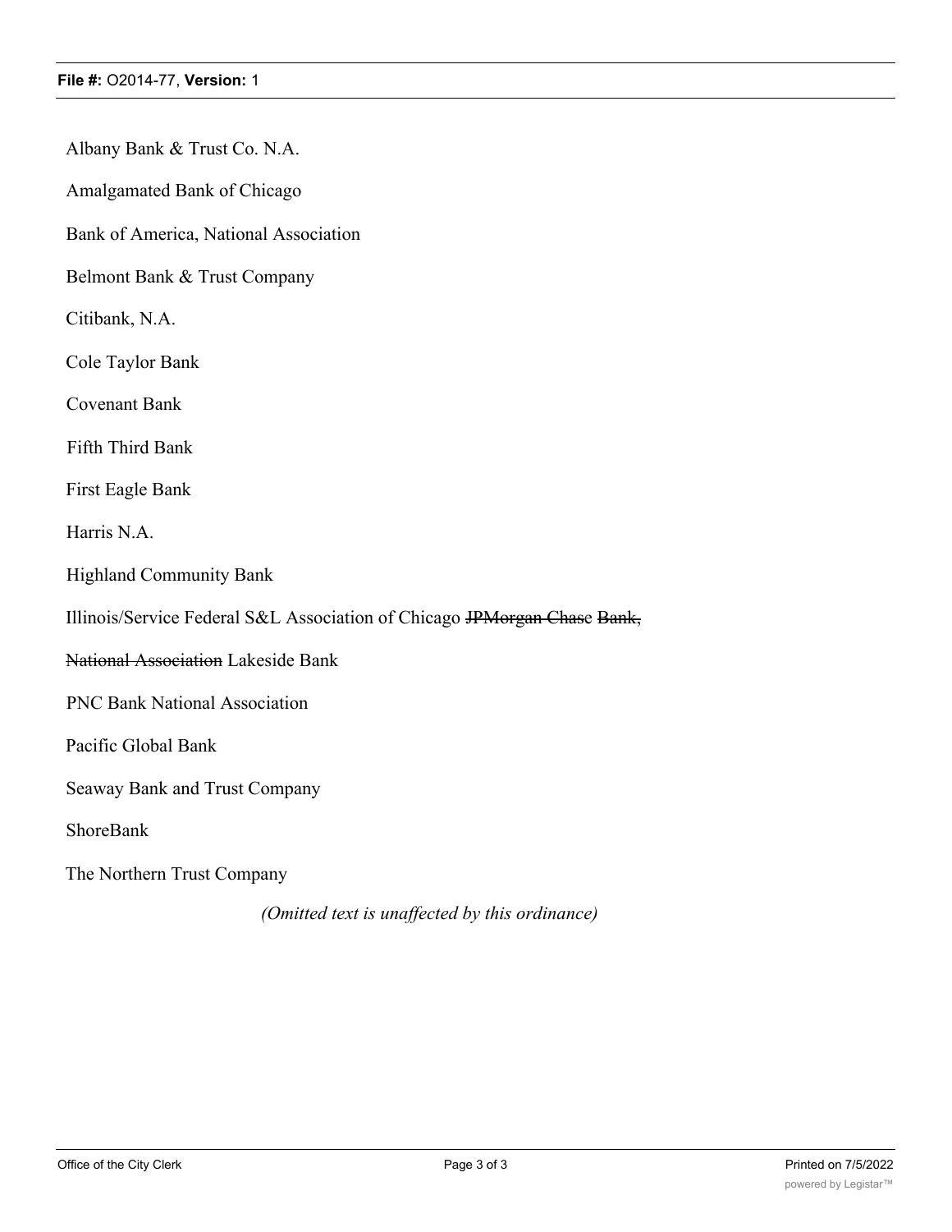Albany Bank & Trust Co. N.A.

Amalgamated Bank of Chicago

Bank of America, National Association

Belmont Bank & Trust Company

Citibank, N.A.

Cole Taylor Bank

Covenant Bank

Fifth Third Bank

First Eagle Bank

Harris N.A.

Highland Community Bank

Illinois/Service Federal S&L Association of Chicago ~~JPMorgan Chase Bank, National Association~~ Lakeside Bank

PNC Bank National Association

Pacific Global Bank

Seaway Bank and Trust Company

ShoreBank

The Northern Trust Company

*(Omitted text is unaffected by this ordinance)*